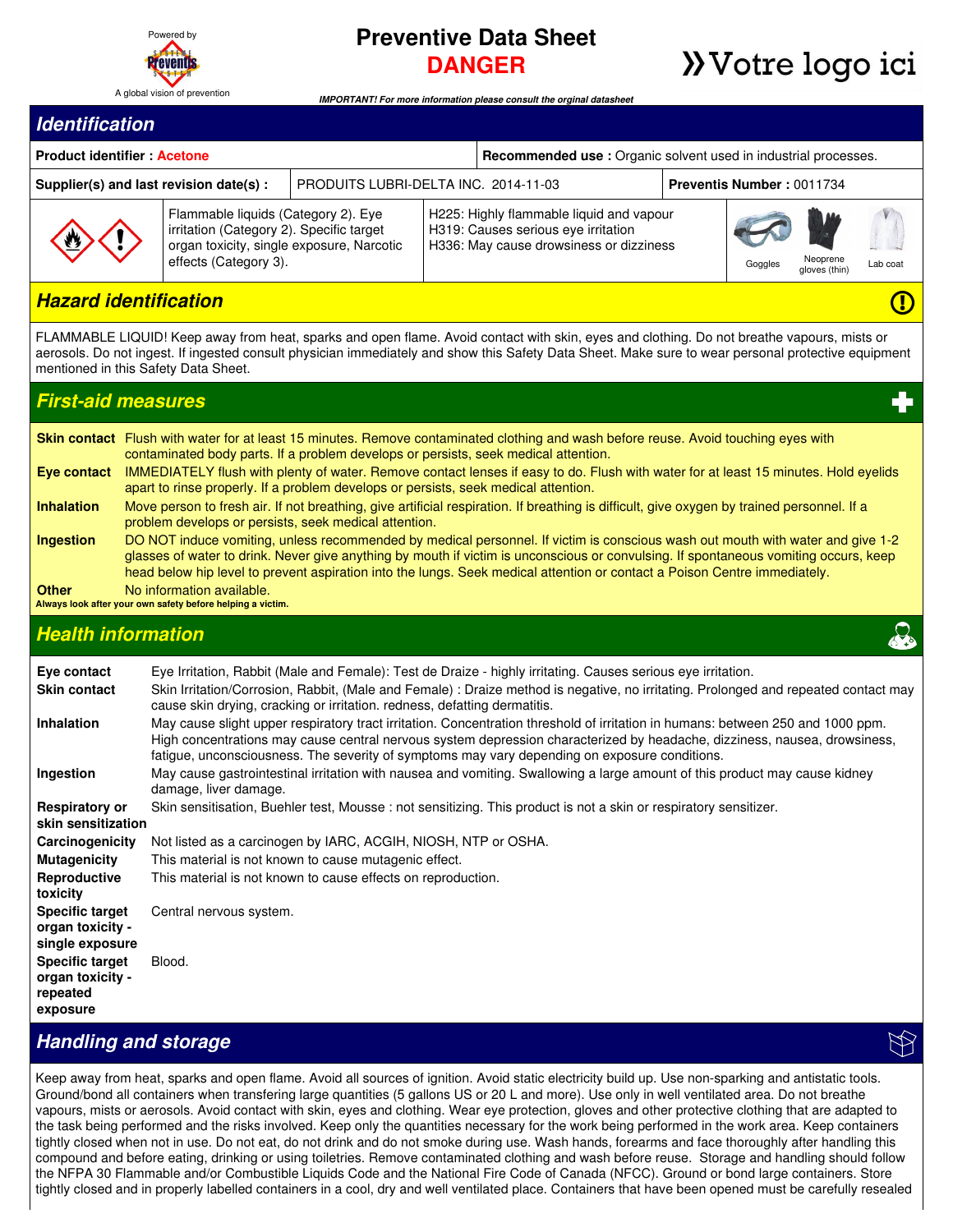Powered by Preventis System — A global vision of prevention

# Preventive Data Sheet
## DANGER

»Votre logo ici

*IMPORTANT! For more information please consult the orginal datasheet*

## Identification

| **Product identifier :** Acetone | | **Recommended use :** Organic solvent used in industrial processes. | |
|---|---|---|---|
| **Supplier(s) and last revision date(s) :** | PRODUITS LUBRI-DELTA INC. 2014-11-03 | **Preventis Number :** 0011734 | |
| | Flammable liquids (Category 2). Eye irritation (Category 2). Specific target organ toxicity, single exposure, Narcotic effects (Category 3). | H225: Highly flammable liquid and vapour<br>H319: Causes serious eye irritation<br>H336: May cause drowsiness or dizziness | Goggles, Neoprene gloves (thin), Lab coat |

## Hazard identification

FLAMMABLE LIQUID! Keep away from heat, sparks and open flame. Avoid contact with skin, eyes and clothing. Do not breathe vapours, mists or aerosols. Do not ingest. If ingested consult physician immediately and show this Safety Data Sheet. Make sure to wear personal protective equipment mentioned in this Safety Data Sheet.

## First-aid measures

**Skin contact** Flush with water for at least 15 minutes. Remove contaminated clothing and wash before reuse. Avoid touching eyes with contaminated body parts. If a problem develops or persists, seek medical attention.

**Eye contact** IMMEDIATELY flush with plenty of water. Remove contact lenses if easy to do. Flush with water for at least 15 minutes. Hold eyelids apart to rinse properly. If a problem develops or persists, seek medical attention.

**Inhalation** Move person to fresh air. If not breathing, give artificial respiration. If breathing is difficult, give oxygen by trained personnel. If a problem develops or persists, seek medical attention.

**Ingestion** DO NOT induce vomiting, unless recommended by medical personnel. If victim is conscious wash out mouth with water and give 1-2 glasses of water to drink. Never give anything by mouth if victim is unconscious or convulsing. If spontaneous vomiting occurs, keep head below hip level to prevent aspiration into the lungs. Seek medical attention or contact a Poison Centre immediately.

**Other** No information available.

**Always look after your own safety before helping a victim.**

## Health information

**Eye contact** Eye Irritation, Rabbit (Male and Female): Test de Draize - highly irritating. Causes serious eye irritation.

**Skin contact** Skin Irritation/Corrosion, Rabbit, (Male and Female) : Draize method is negative, no irritating. Prolonged and repeated contact may cause skin drying, cracking or irritation. redness, defatting dermatitis.

**Inhalation** May cause slight upper respiratory tract irritation. Concentration threshold of irritation in humans: between 250 and 1000 ppm. High concentrations may cause central nervous system depression characterized by headache, dizziness, nausea, drowsiness, fatigue, unconsciousness. The severity of symptoms may vary depending on exposure conditions.

**Ingestion** May cause gastrointestinal irritation with nausea and vomiting. Swallowing a large amount of this product may cause kidney damage, liver damage.

**Respiratory or skin sensitization** Skin sensitisation, Buehler test, Mousse : not sensitizing. This product is not a skin or respiratory sensitizer.

**Carcinogenicity** Not listed as a carcinogen by IARC, ACGIH, NIOSH, NTP or OSHA.

**Mutagenicity** This material is not known to cause mutagenic effect.

**Reproductive toxicity** This material is not known to cause effects on reproduction.

**Specific target organ toxicity - single exposure** Central nervous system.

**Specific target organ toxicity - repeated exposure** Blood.

## Handling and storage

Keep away from heat, sparks and open flame. Avoid all sources of ignition. Avoid static electricity build up. Use non-sparking and antistatic tools. Ground/bond all containers when transfering large quantities (5 gallons US or 20 L and more). Use only in well ventilated area. Do not breathe vapours, mists or aerosols. Avoid contact with skin, eyes and clothing. Wear eye protection, gloves and other protective clothing that are adapted to the task being performed and the risks involved. Keep only the quantities necessary for the work being performed in the work area. Keep containers tightly closed when not in use. Do not eat, do not drink and do not smoke during use. Wash hands, forearms and face thoroughly after handling this compound and before eating, drinking or using toiletries. Remove contaminated clothing and wash before reuse. Storage and handling should follow the NFPA 30 Flammable and/or Combustible Liquids Code and the National Fire Code of Canada (NFCC). Ground or bond large containers. Store tightly closed and in properly labelled containers in a cool, dry and well ventilated place. Containers that have been opened must be carefully resealed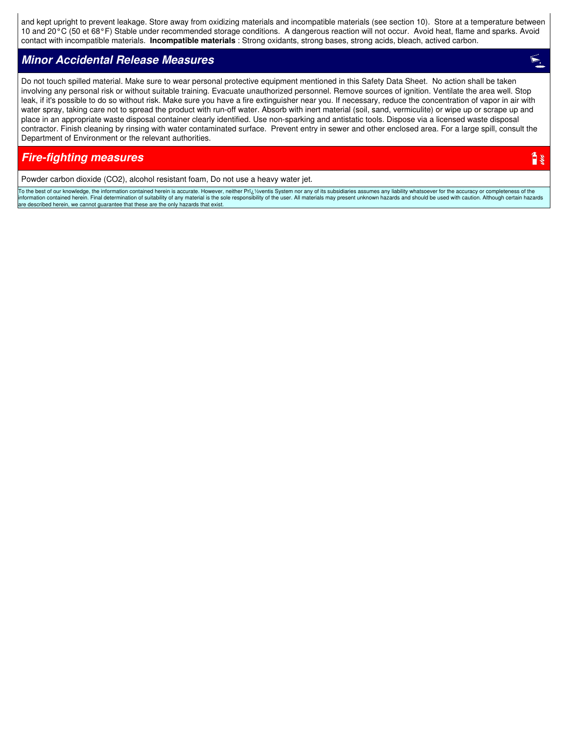and kept upright to prevent leakage. Store away from oxidizing materials and incompatible materials (see section 10). Store at a temperature between 10 and 20°C (50 et 68°F) Stable under recommended storage conditions. A dangerous reaction will not occur. Avoid heat, flame and sparks. Avoid contact with incompatible materials. **Incompatible materials** : Strong oxidants, strong bases, strong acids, bleach, actived carbon.

## *Minor Accidental Release Measures*

Do not touch spilled material. Make sure to wear personal protective equipment mentioned in this Safety Data Sheet. No action shall be taken involving any personal risk or without suitable training. Evacuate unauthorized personnel. Remove sources of ignition. Ventilate the area well. Stop leak, if it's possible to do so without risk. Make sure you have a fire extinguisher near you. If necessary, reduce the concentration of vapor in air with water spray, taking care not to spread the product with run-off water. Absorb with inert material (soil, sand, vermiculite) or wipe up or scrape up and place in an appropriate waste disposal container clearly identified. Use non-sparking and antistatic tools. Dispose via a licensed waste disposal contractor. Finish cleaning by rinsing with water contaminated surface. Prevent entry in sewer and other enclosed area. For a large spill, consult the Department of Environment or the relevant authorities.

## *Fire-fighting measures*

Powder carbon dioxide ($CO_2$), alcohol resistant foam, Do not use a heavy water jet.

To the best of our knowledge, the information contained herein is accurate. However, neither Prï¿½ventis System nor any of its subsidiaries assumes any liability whatsoever for the accuracy or completeness of the information contained herein. Final determination of suitability of any material is the sole responsibility of the user. All materials may present unknown hazards and should be used with caution. Although certain hazards are described herein, we cannot guarantee that these are the only hazards that exist.